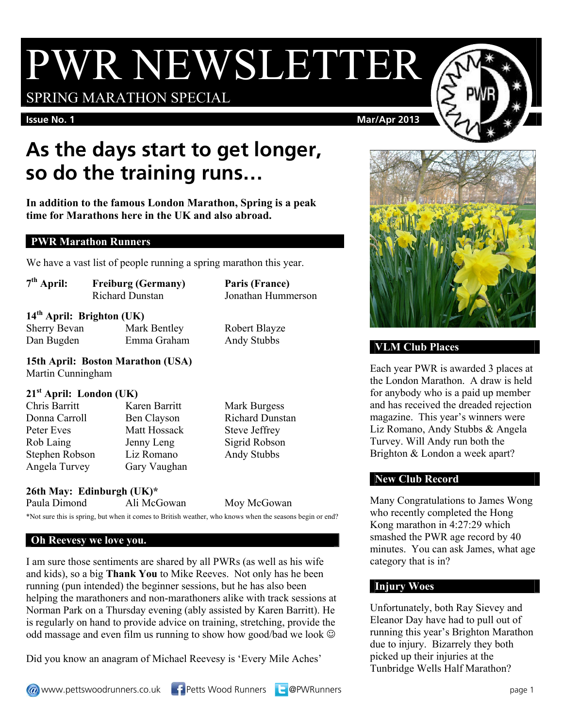# PWR NEWSLETTER

SPRING MARATHON SPECIAL

**Issue No. 1** **Mar/Apr 2013**

## As the days start to get longer, so do the training runs…

**In addition to the famous London Marathon, Spring is a peak time for Marathons here in the UK and also abroad.**

### PWR Marathon Runners

We have a vast list of people running a spring marathon this year.

**7th April:** **Freiburg (Germany)** Richard Dunstan — **Paris (France)** Jonathan Hummerson

**14th April: Brighton (UK)**

| | | |
|---|---|---|
| Sherry Bevan | Mark Bentley | Robert Blayze |
| Dan Bugden | Emma Graham | Andy Stubbs |

**15th April: Boston Marathon (USA)**

Martin Cunningham

**21st April: London (UK)**

| | | |
|---|---|---|
| Chris Barritt | Karen Barritt | Mark Burgess |
| Donna Carroll | Ben Clayson | Richard Dunstan |
| Peter Eves | Matt Hossack | Steve Jeffrey |
| Rob Laing | Jenny Leng | Sigrid Robson |
| Stephen Robson | Liz Romano | Andy Stubbs |
| Angela Turvey | Gary Vaughan | |

**26th May: Edinburgh (UK)***

| | | |
|---|---|---|
| Paula Dimond | Ali McGowan | Moy McGowan |

*Not sure this is spring, but when it comes to British weather, who knows when the seasons begin or end?

### Oh Reevesy we love you.

I am sure those sentiments are shared by all PWRs (as well as his wife and kids), so a big **Thank You** to Mike Reeves. Not only has he been running (pun intended) the beginner sessions, but he has also been helping the marathoners and non-marathoners alike with track sessions at Norman Park on a Thursday evening (ably assisted by Karen Barritt). He is regularly on hand to provide advice on training, stretching, provide the odd massage and even film us running to show how good/bad we look ☺

Did you know an anagram of Michael Reevesy is 'Every Mile Aches'

### VLM Club Places

Each year PWR is awarded 3 places at the London Marathon. A draw is held for anybody who is a paid up member and has received the dreaded rejection magazine. This year's winners were Liz Romano, Andy Stubbs & Angela Turvey. Will Andy run both the Brighton & London a week apart?

### New Club Record

Many Congratulations to James Wong who recently completed the Hong Kong marathon in 4:27:29 which smashed the PWR age record by 40 minutes. You can ask James, what age category that is in?

### Injury Woes

Unfortunately, both Ray Sievey and Eleanor Day have had to pull out of running this year's Brighton Marathon due to injury. Bizarrely they both picked up their injuries at the Tunbridge Wells Half Marathon?

www.pettswoodrunners.co.uk Petts Wood Runners @PWRunners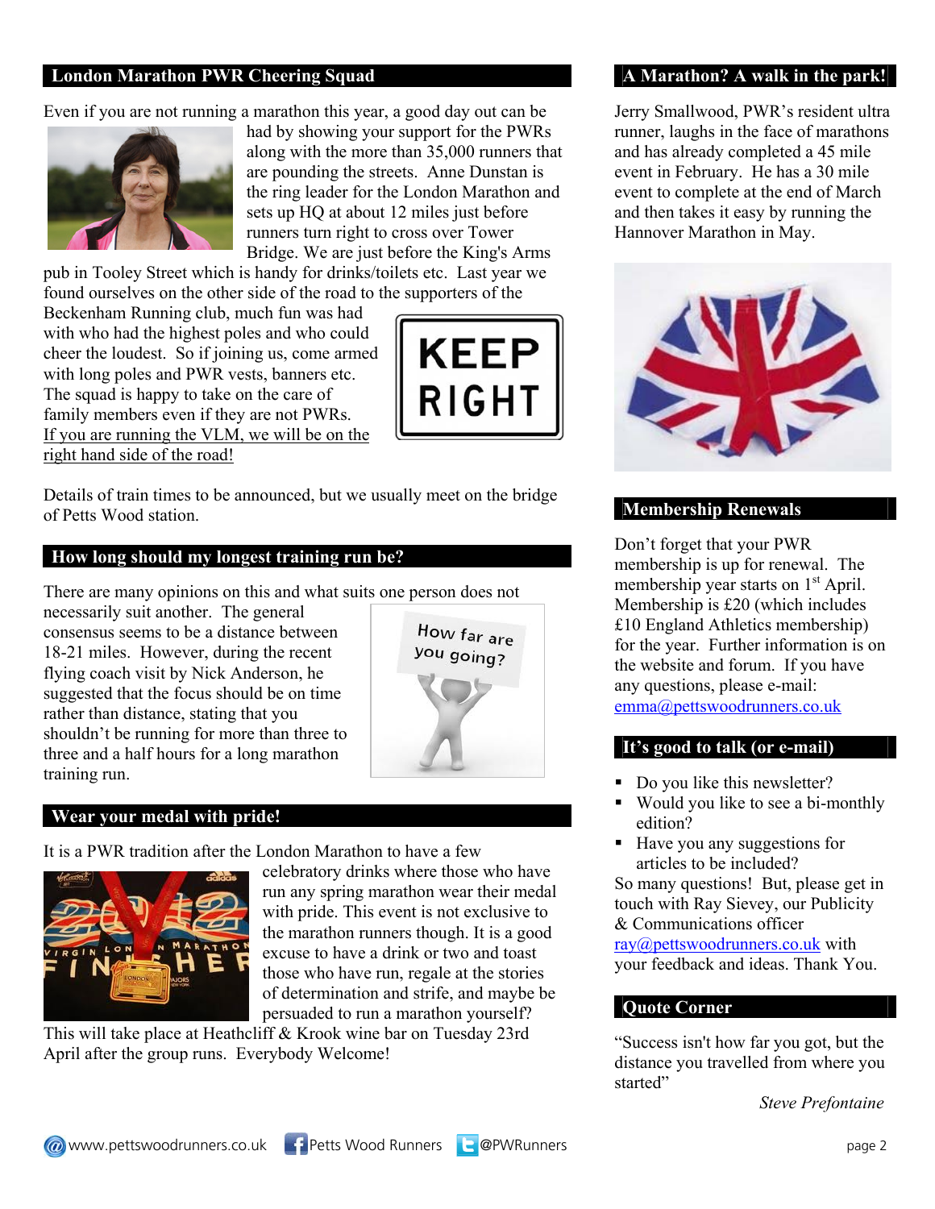## London Marathon PWR Cheering Squad

Even if you are not running a marathon this year, a good day out can be had by showing your support for the PWRs along with the more than 35,000 runners that are pounding the streets. Anne Dunstan is the ring leader for the London Marathon and sets up HQ at about 12 miles just before runners turn right to cross over Tower Bridge. We are just before the King's Arms pub in Tooley Street which is handy for drinks/toilets etc. Last year we found ourselves on the other side of the road to the supporters of the Beckenham Running club, much fun was had with who had the highest poles and who could cheer the loudest. So if joining us, come armed with long poles and PWR vests, banners etc. The squad is happy to take on the care of family members even if they are not PWRs. <u>If you are running the VLM, we will be on the right hand side of the road!</u>

KEEP RIGHT

Details of train times to be announced, but we usually meet on the bridge of Petts Wood station.

## How long should my longest training run be?

There are many opinions on this and what suits one person does not necessarily suit another. The general consensus seems to be a distance between 18-21 miles. However, during the recent flying coach visit by Nick Anderson, he suggested that the focus should be on time rather than distance, stating that you shouldn't be running for more than three to three and a half hours for a long marathon training run.

How far are you going?

## Wear your medal with pride!

It is a PWR tradition after the London Marathon to have a few celebratory drinks where those who have run any spring marathon wear their medal with pride. This event is not exclusive to the marathon runners though. It is a good excuse to have a drink or two and toast those who have run, regale at the stories of determination and strife, and maybe be persuaded to run a marathon yourself? This will take place at Heathcliff & Krook wine bar on Tuesday 23rd April after the group runs. Everybody Welcome!

## A Marathon? A walk in the park!

Jerry Smallwood, PWR's resident ultra runner, laughs in the face of marathons and has already completed a 45 mile event in February. He has a 30 mile event to complete at the end of March and then takes it easy by running the Hannover Marathon in May.

## Membership Renewals

Don't forget that your PWR membership is up for renewal. The membership year starts on 1st April. Membership is £20 (which includes £10 England Athletics membership) for the year. Further information is on the website and forum. If you have any questions, please e-mail: emma@pettswoodrunners.co.uk

## It's good to talk (or e-mail)

- Do you like this newsletter?
- Would you like to see a bi-monthly edition?
- Have you any suggestions for articles to be included?

So many questions! But, please get in touch with Ray Sievey, our Publicity & Communications officer ray@pettswoodrunners.co.uk with your feedback and ideas. Thank You.

## Quote Corner

"Success isn't how far you got, but the distance you travelled from where you started"

*Steve Prefontaine*

www.pettswoodrunners.co.uk Petts Wood Runners @PWRunners